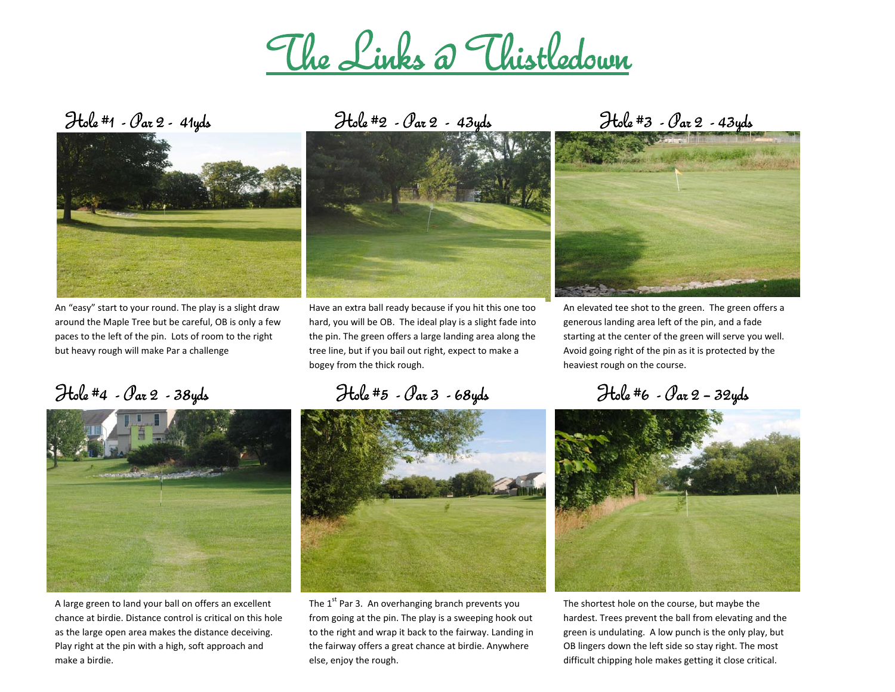# The Links @ Thistledown

## Hole #1 - Par 2 - 41yds

An "easy" start to your round. The play is a slight draw around the Maple Tree but be careful, OB is only a few paces to the left of the pin. Lots of room to the right but heavy rough will make Par a challenge

## Hole #2 - Par 2 - 43yds

Have an extra ball ready because if you hit this one too hard, you will be OB. The ideal play is a slight fade into the pin. The green offers a large landing area along the tree line, but if you bail out right, expect to make a bogey from the thick rough.

## Hole #3 - Par 2 - 43yds

An elevated tee shot to the green. The green offers a generous landing area left of the pin, and a fade starting at the center of the green will serve you well. Avoid going right of the pin as it is protected by the heaviest rough on the course.

## Hole #4 - Par 2 - 38yds

A large green to land your ball on offers an excellent chance at birdie. Distance control is critical on this hole as the large open area makes the distance deceiving. Play right at the pin with a high, soft approach and make a birdie.

## Hole #5 - Par 3 - 68yds

The 1st Par 3. An overhanging branch prevents you from going at the pin. The play is a sweeping hook out to the right and wrap it back to the fairway. Landing in the fairway offers a great chance at birdie. Anywhere else, enjoy the rough.

## Hole #6 - Par 2 – 32yds

The shortest hole on the course, but maybe the hardest. Trees prevent the ball from elevating and the green is undulating. A low punch is the only play, but OB lingers down the left side so stay right. The most difficult chipping hole makes getting it close critical.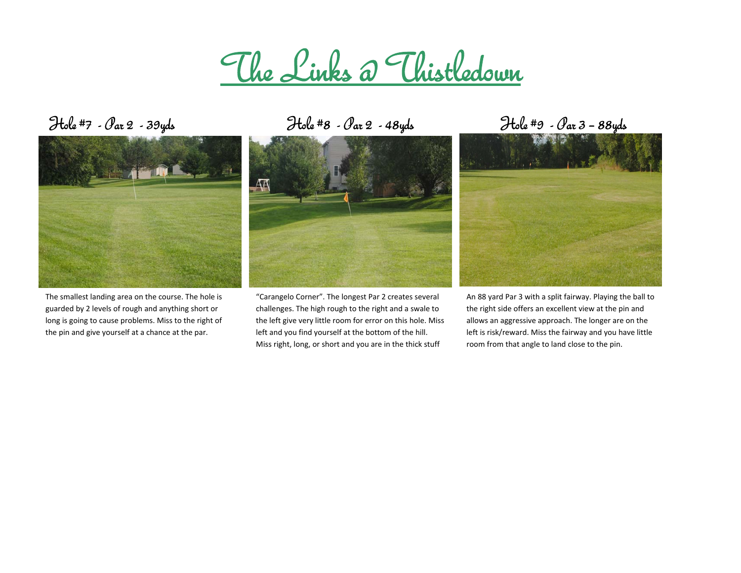# The Links @ Thistledown

## Hole #7 - Par 2 - 39yds

The smallest landing area on the course. The hole is guarded by 2 levels of rough and anything short or long is going to cause problems. Miss to the right of the pin and give yourself at a chance at the par.

## Hole #8 - Par 2 - 48yds

"Carangelo Corner". The longest Par 2 creates several challenges. The high rough to the right and a swale to the left give very little room for error on this hole. Miss left and you find yourself at the bottom of the hill. Miss right, long, or short and you are in the thick stuff

## Hole #9 - Par 3 – 88yds

An 88 yard Par 3 with a split fairway. Playing the ball to the right side offers an excellent view at the pin and allows an aggressive approach. The longer are on the left is risk/reward. Miss the fairway and you have little room from that angle to land close to the pin.